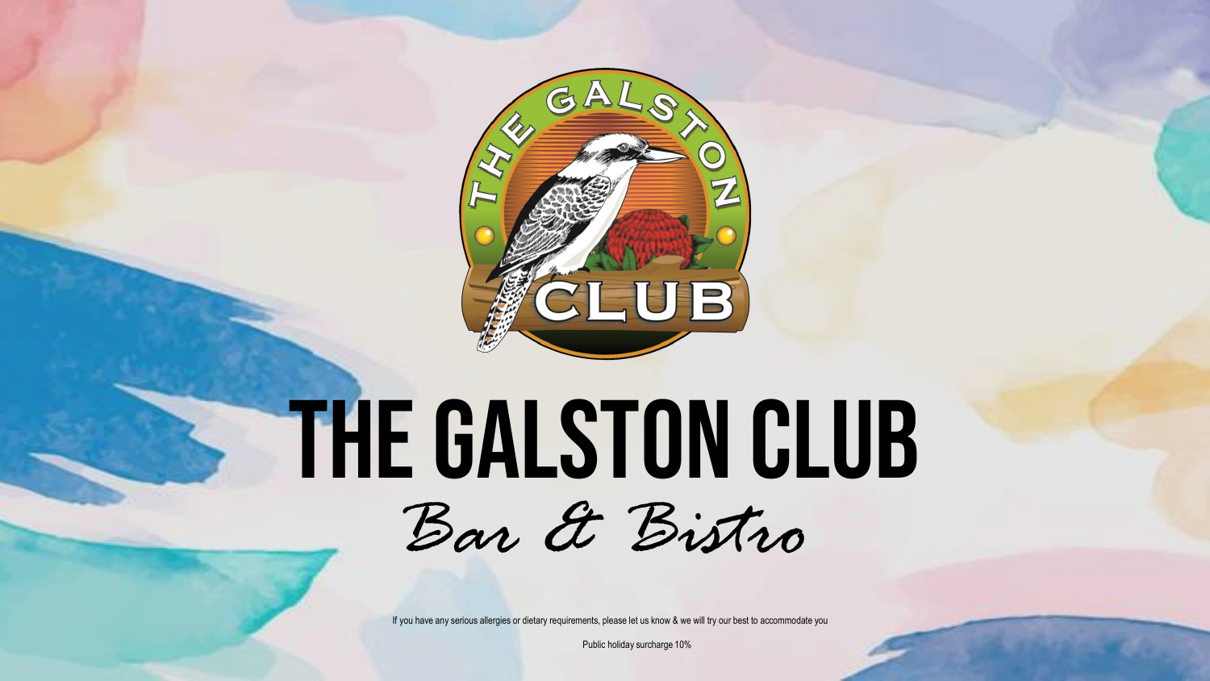# THE GALSTON CLUB

*Bar & Bistro*

If you have any serious allergies or dietary requirements, please let us know & we will try our best to accommodate you

Public holiday surcharge 10%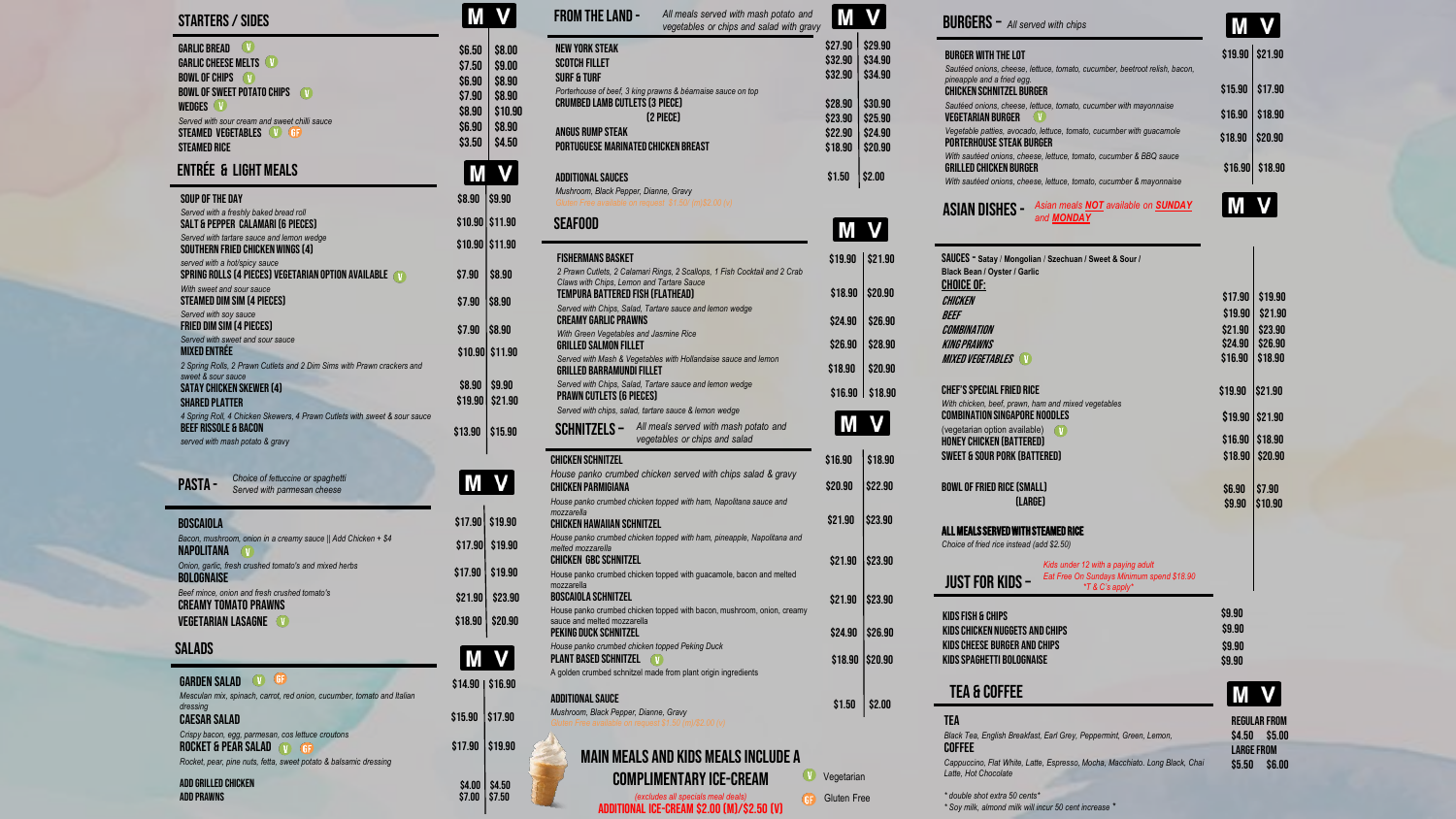## STARTERS / SIDES

| | M | V |
|---|---|---|
| **GARLIC BREAD** (V) | $6.50 | $8.00 |
| **GARLIC CHEESE MELTS** (V) | $7.50 | $9.00 |
| **BOWL OF CHIPS** (V) | $6.90 | $8.90 |
| **BOWL OF SWEET POTATO CHIPS** (V) | $7.90 | $8.90 |
| **WEDGES** (V) *Served with sour cream and sweet chilli sauce* | $8.90 | $10.90 |
| **STEAMED VEGETABLES** (V) (GF) | $6.90 | $8.90 |
| **STEAMED RICE** | $3.50 | $4.50 |

## ENTRÉE & LIGHT MEALS

| | M | V |
|---|---|---|
| **SOUP OF THE DAY** *Served with a freshly baked bread roll* | $8.90 | $9.90 |
| **SALT & PEPPER CALAMARI (6 PIECES)** *Served with tartare sauce and lemon wedge* | $10.90 | $11.90 |
| **SOUTHERN FRIED CHICKEN WINGS (4)** *served with a hot/spicy sauce* | $10.90 | $11.90 |
| **SPRING ROLLS (4 PIECES) VEGETARIAN OPTION AVAILABLE** (V) *With sweet and sour sauce* | $7.90 | $8.90 |
| **STEAMED DIM SIM (4 PIECES)** *Served with soy sauce* | $7.90 | $8.90 |
| **FRIED DIM SIM (4 PIECES)** *Served with sweet and sour sauce* | $7.90 | $8.90 |
| **MIXED ENTRÉE** *2 Spring Rolls, 2 Prawn Cutlets and 2 Dim Sims with Prawn crackers and sweet & sour sauce* | $10.90 | $11.90 |
| **SATAY CHICKEN SKEWER (4)** | $8.90 | $9.90 |
| **SHARED PLATTER** *4 Spring Roll, 4 Chicken Skewers, 4 Prawn Cutlets with sweet & sour sauce* | $19.90 | $21.90 |
| **BEEF RISSOLE & BACON** *served with mash potato & gravy* | $13.90 | $15.90 |

## PASTA - *Choice of fettuccine or spaghetti. Served with parmesan cheese*

| | M | V |
|---|---|---|
| **BOSCAIOLA** *Bacon, mushroom, onion in a creamy sauce \|\| Add Chicken + $4* | $17.90 | $19.90 |
| **NAPOLITANA** (V) *Onion, garlic, fresh crushed tomato's and mixed herbs* | $17.90 | $19.90 |
| **BOLOGNAISE** *Beef mince, onion and fresh crushed tomato's* | $17.90 | $19.90 |
| **CREAMY TOMATO PRAWNS** | $21.90 | $23.90 |
| **VEGETARIAN LASAGNE** (V) | $18.90 | $20.90 |

## SALADS

| | M | V |
|---|---|---|
| **GARDEN SALAD** (V) (GF) *Mesculan mix, spinach, carrot, red onion, cucumber, tomato and Italian dressing* | $14.90 | $16.90 |
| **CAESAR SALAD** *Crispy bacon, egg, parmesan, cos lettuce croutons* | $15.90 | $17.90 |
| **ROCKET & PEAR SALAD** (V) (GF) *Rocket, pear, pine nuts, fetta, sweet potato & balsamic dressing* | $17.90 | $19.90 |
| **ADD GRILLED CHICKEN** | $4.00 | $4.50 |
| **ADD PRAWNS** | $7.00 | $7.50 |

## FROM THE LAND - *All meals served with mash potato and vegetables or chips and salad with gravy*

| | M | V |
|---|---|---|
| **NEW YORK STEAK** | $27.90 | $29.90 |
| **SCOTCH FILLET** | $32.90 | $34.90 |
| **SURF & TURF** *Porterhouse of beef, 3 king prawns & béarnaise sauce on top* | $32.90 | $34.90 |
| **CRUMBED LAMB CUTLETS (3 PIECE)** | $28.90 | $30.90 |
| **(2 PIECE)** | $23.90 | $25.90 |
| **ANGUS RUMP STEAK** | $22.90 | $24.90 |
| **PORTUGUESE MARINATED CHICKEN BREAST** | $18.90 | $20.90 |
| **ADDITIONAL SAUCES** *Mushroom, Black Pepper, Dianne, Gravy* *Gluten Free available on request $1.50 (m)/$2.00 (v)* | $1.50 | $2.00 |

## SEAFOOD

| | M | V |
|---|---|---|
| **FISHERMANS BASKET** *2 Prawn Cutlets, 2 Calamari Rings, 2 Scallops, 1 Fish Cocktail and 2 Crab Claws with Chips, Lemon and Tartare Sauce* | $19.90 | $21.90 |
| **TEMPURA BATTERED FISH (FLATHEAD)** *Served with Chips, Salad, Tartare sauce and lemon wedge* | $18.90 | $20.90 |
| **CREAMY GARLIC PRAWNS** *With Green Vegetables and Jasmine Rice* | $24.90 | $26.90 |
| **GRILLED SALMON FILLET** *Served with Mash & Vegetables with Hollandaise sauce and lemon* | $26.90 | $28.90 |
| **GRILLED BARRAMUNDI FILLET** *Served with Chips, Salad, Tartare sauce and lemon wedge* | $18.90 | $20.90 |
| **PRAWN CUTLETS (6 PIECES)** *Served with chips, salad, tartare sauce & lemon wedge* | $16.90 | $18.90 |

## SCHNITZELS - *All meals served with mash potato and vegetables or chips and salad*

| | M | V |
|---|---|---|
| **CHICKEN SCHNITZEL** *House panko crumbed chicken served with chips salad & gravy* | $16.90 | $18.90 |
| **CHICKEN PARMIGIANA** *House panko crumbed chicken topped with ham, Napolitana sauce and mozzarella* | $20.90 | $22.90 |
| **CHICKEN HAWAIIAN SCHNITZEL** *House panko crumbed chicken topped with ham, pineapple, Napolitana and melted mozzarella* | $21.90 | $23.90 |
| **CHICKEN GBC SCHNITZEL** *House panko crumbed chicken topped with guacamole, bacon and melted mozzarella* | $21.90 | $23.90 |
| **BOSCAIOLA SCHNITZEL** *House panko crumbed chicken topped with bacon, mushroom, onion, creamy sauce and melted mozzarella* | $21.90 | $23.90 |
| **PEKING DUCK SCHNITZEL** *House panko crumbed chicken topped Peking Duck* | $24.90 | $26.90 |
| **PLANT BASED SCHNITZEL** (V) *A golden crumbed schnitzel made from plant origin ingredients* | $18.90 | $20.90 |
| **ADDITIONAL SAUCE** *Mushroom, Black Pepper, Dianne, Gravy* *Gluten Free available on request $1.50 (m)/$2.00 (v)* | $1.50 | $2.00 |

## MAIN MEALS AND KIDS MEALS INCLUDE A COMPLIMENTARY ICE-CREAM

*(excludes all specials meal deals)*

**ADDITIONAL ICE-CREAM $2.00 (M)/$2.50 (V)**

(V) Vegetarian
(GF) Gluten Free

## BURGERS - *All served with chips*

| | M | V |
|---|---|---|
| **BURGER WITH THE LOT** *Sautéed onions, cheese, lettuce, tomato, cucumber, beetroot relish, bacon, pineapple and a fried egg.* | $19.90 | $21.90 |
| **CHICKEN SCHNITZEL BURGER** *Sautéed onions, cheese, lettuce, tomato, cucumber with mayonnaise* | $15.90 | $17.90 |
| **VEGETARIAN BURGER** (V) *Vegetable patties, avocado, lettuce, tomato, cucumber with guacamole* | $16.90 | $18.90 |
| **PORTERHOUSE STEAK BURGER** *With sautéed onions, cheese, lettuce, tomato, cucumber & BBQ sauce* | $18.90 | $20.90 |
| **GRILLED CHICKEN BURGER** *With sautéed onions, cheese, lettuce, tomato, cucumber & mayonnaise* | $16.90 | $18.90 |

## ASIAN DISHES - *Asian meals **NOT** available on **SUNDAY** and **MONDAY***

**SAUCES** - Satay / Mongolian / Szechuan / Sweet & Sour / Black Bean / Oyster / Garlic

**CHOICE OF:**

| | M | V |
|---|---|---|
| ***CHICKEN*** | $17.90 | $19.90 |
| ***BEEF*** | $19.90 | $21.90 |
| ***COMBINATION*** | $21.90 | $23.90 |
| ***KING PRAWNS*** | $24.90 | $26.90 |
| ***MIXED VEGETABLES*** (V) | $16.90 | $18.90 |
| **CHEF'S SPECIAL FRIED RICE** *With chicken, beef, prawn, ham and mixed vegetables* | $19.90 | $21.90 |
| **COMBINATION SINGAPORE NOODLES** (vegetarian option available) (V) | $19.90 | $21.90 |
| **HONEY CHICKEN (BATTERED)** | $16.90 | $18.90 |
| **SWEET & SOUR PORK (BATTERED)** | $18.90 | $20.90 |
| **BOWL OF FRIED RICE (SMALL)** | $6.90 | $7.90 |
| **(LARGE)** | $9.90 | $10.90 |

**ALL MEALS SERVED WITH STEAMED RICE**
*Choice of fried rice instead (add $2.50)*

## JUST FOR KIDS - *Kids under 12 with a paying adult Eat Free On Sundays Minimum spend $18.90 \*T & C's apply\**

| | |
|---|---|
| **KIDS FISH & CHIPS** | $9.90 |
| **KIDS CHICKEN NUGGETS AND CHIPS** | $9.90 |
| **KIDS CHEESE BURGER AND CHIPS** | $9.90 |
| **KIDS SPAGHETTI BOLOGNAISE** | $9.90 |

## TEA & COFFEE

| | M | V |
|---|---|---|
| **TEA** *Black Tea, English Breakfast, Earl Grey, Peppermint, Green, Lemon,* | REGULAR FROM $4.50 | $5.00 |
| **COFFEE** *Cappuccino, Flat White, Latte, Espresso, Mocha, Macchiato. Long Black, Chai Latte, Hot Chocolate* | LARGE FROM $5.50 | $6.00 |

*\* double shot extra 50 cents\**
*\* Soy milk, almond milk will incur 50 cent increase \**